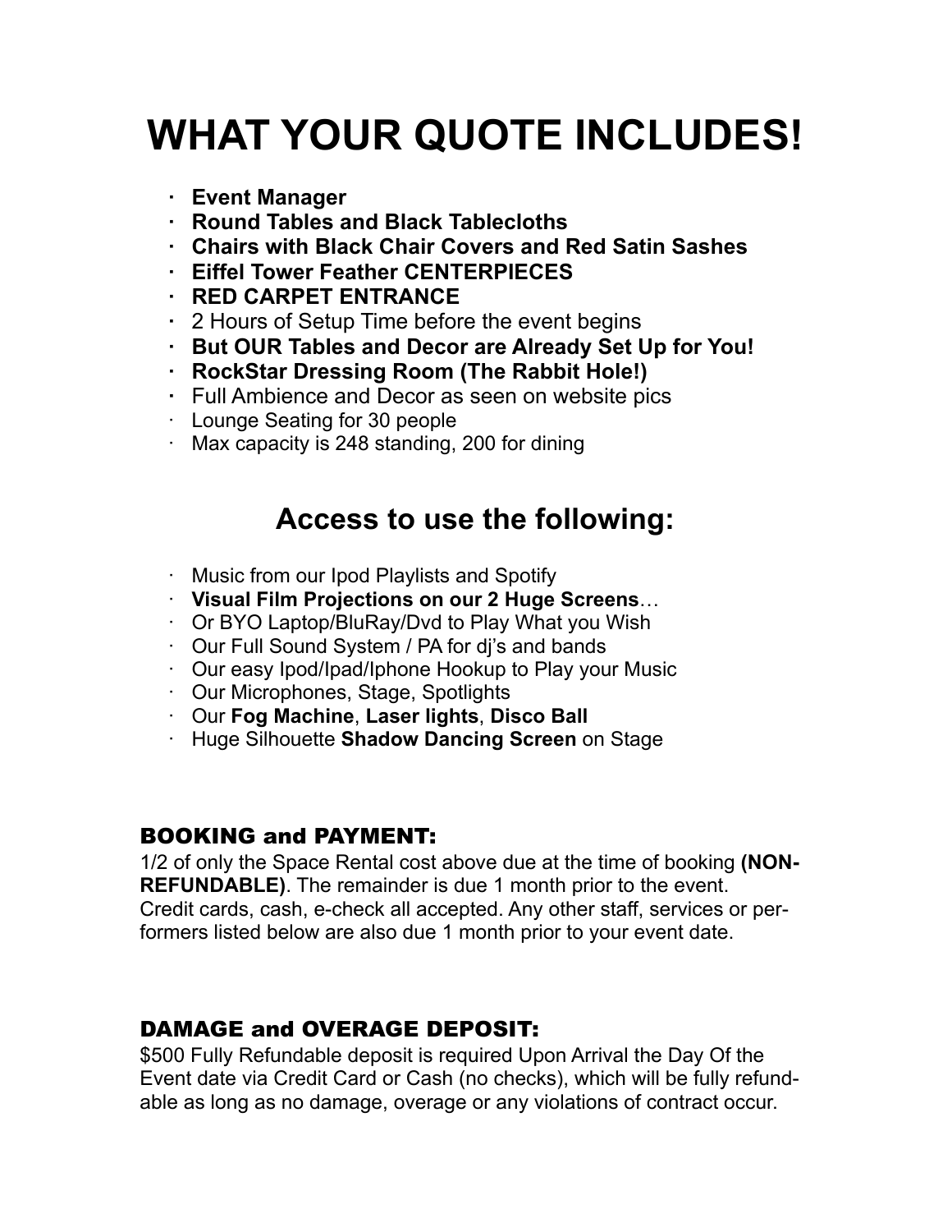# WHAT YOUR QUOTE INCLUDES!

- **Event Manager**
- **Round Tables and Black Tablecloths**
- **Chairs with Black Chair Covers and Red Satin Sashes**
- **Eiffel Tower Feather CENTERPIECES**
- **RED CARPET ENTRANCE**
- 2 Hours of Setup Time before the event begins
- **But OUR Tables and Decor are Already Set Up for You!**
- **RockStar Dressing Room (The Rabbit Hole!)**
- Full Ambience and Decor as seen on website pics
- Lounge Seating for 30 people
- Max capacity is 248 standing, 200 for dining

## Access to use the following:

- Music from our Ipod Playlists and Spotify
- **Visual Film Projections on our 2 Huge Screens**…
- Or BYO Laptop/BluRay/Dvd to Play What you Wish
- Our Full Sound System / PA for dj's and bands
- Our easy Ipod/Ipad/Iphone Hookup to Play your Music
- Our Microphones, Stage, Spotlights
- Our **Fog Machine**, **Laser lights**, **Disco Ball**
- Huge Silhouette **Shadow Dancing Screen** on Stage

### BOOKING and PAYMENT:

1/2 of only the Space Rental cost above due at the time of booking **(NON-REFUNDABLE)**. The remainder is due 1 month prior to the event. Credit cards, cash, e-check all accepted. Any other staff, services or performers listed below are also due 1 month prior to your event date.

### DAMAGE and OVERAGE DEPOSIT:

$500 Fully Refundable deposit is required Upon Arrival the Day Of the Event date via Credit Card or Cash (no checks), which will be fully refundable as long as no damage, overage or any violations of contract occur.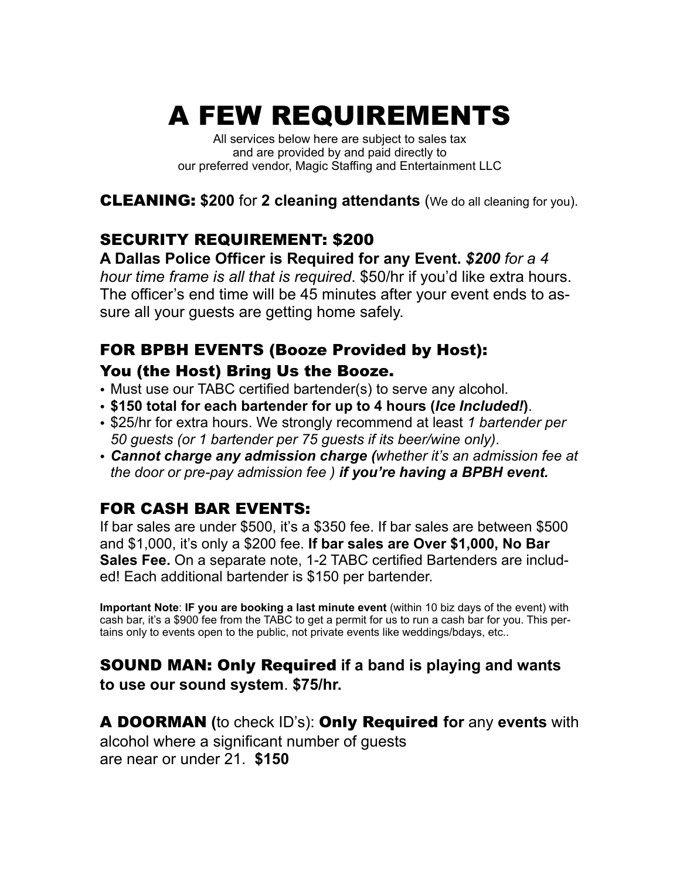# A FEW REQUIREMENTS

All services below here are subject to sales tax
and are provided by and paid directly to
our preferred vendor, Magic Staffing and Entertainment LLC

**CLEANING: $200** for **2 cleaning attendants** (We do all cleaning for you).

## SECURITY REQUIREMENT: $200

**A Dallas Police Officer is Required for any Event.** ***$200*** *for a 4 hour time frame is all that is required*. $50/hr if you'd like extra hours. The officer's end time will be 45 minutes after your event ends to assure all your guests are getting home safely.

## FOR BPBH EVENTS (Booze Provided by Host): You (the Host) Bring Us the Booze.

- Must use our TABC certified bartender(s) to serve any alcohol.
- **$150 total for each bartender for up to 4 hours (*Ice Included!*)**.
- $25/hr for extra hours. We strongly recommend at least *1 bartender per 50 guests (or 1 bartender per 75 guests if its beer/wine only)*.
- ***Cannot charge any admission charge (****whether it's an admission fee at the door or pre-pay admission fee )* ***if you're having a BPBH event.***

## FOR CASH BAR EVENTS:

If bar sales are under $500, it's a $350 fee. If bar sales are between $500 and $1,000, it's only a $200 fee. **If bar sales are Over $1,000, No Bar Sales Fee.** On a separate note, 1-2 TABC certified Bartenders are included! Each additional bartender is $150 per bartender.

**Important Note**: **IF you are booking a last minute event** (within 10 biz days of the event) with cash bar, it's a $900 fee from the TABC to get a permit for us to run a cash bar for you. This pertains only to events open to the public, not private events like weddings/bdays, etc..

**SOUND MAN: Only Required if a band is playing and wants to use our sound system**. **$75/hr.**

**A DOORMAN (**to check ID's): **Only Required for** any **events** with alcohol where a significant number of guests are near or under 21. **$150**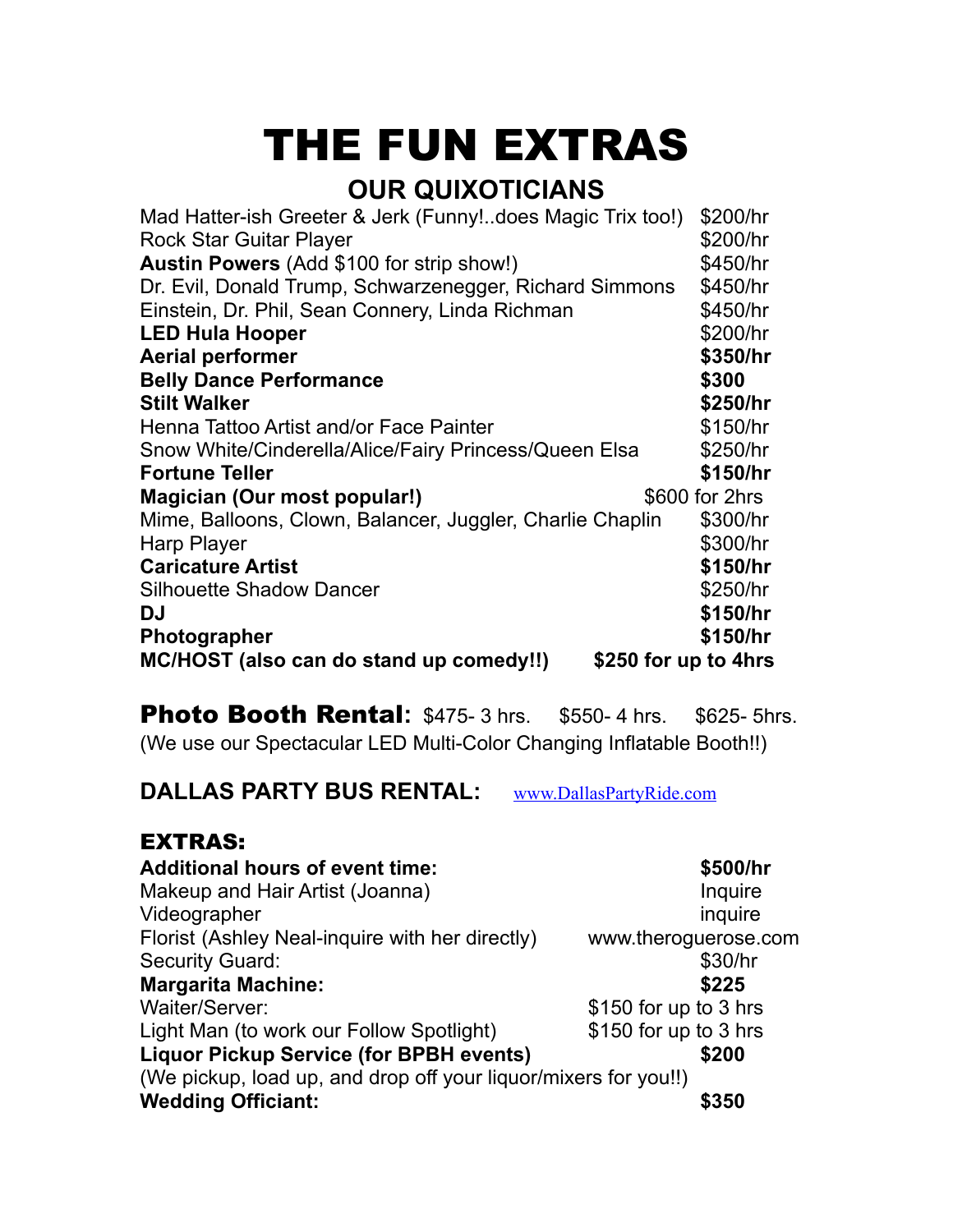# THE FUN EXTRAS

## OUR QUIXOTICIANS

| | |
|---|---|
| Mad Hatter-ish Greeter & Jerk (Funny!..does Magic Trix too!) | $200/hr |
| Rock Star Guitar Player | $200/hr |
| **Austin Powers** (Add $100 for strip show!) | $450/hr |
| Dr. Evil, Donald Trump, Schwarzenegger, Richard Simmons | $450/hr |
| Einstein, Dr. Phil, Sean Connery, Linda Richman | $450/hr |
| **LED Hula Hooper** | $200/hr |
| **Aerial performer** | **$350/hr** |
| **Belly Dance Performance** | **$300** |
| **Stilt Walker** | **$250/hr** |
| Henna Tattoo Artist and/or Face Painter | $150/hr |
| Snow White/Cinderella/Alice/Fairy Princess/Queen Elsa | $250/hr |
| **Fortune Teller** | **$150/hr** |
| **Magician (Our most popular!)** | $600 for 2hrs |
| Mime, Balloons, Clown, Balancer, Juggler, Charlie Chaplin | $300/hr |
| Harp Player | $300/hr |
| **Caricature Artist** | **$150/hr** |
| Silhouette Shadow Dancer | $250/hr |
| **DJ** | **$150/hr** |
| **Photographer** | **$150/hr** |
| **MC/HOST (also can do stand up comedy!!)** | **$250 for up to 4hrs** |

**Photo Booth Rental:** $475- 3 hrs. $550- 4 hrs. $625- 5hrs.
(We use our Spectacular LED Multi-Color Changing Inflatable Booth!!)

**DALLAS PARTY BUS RENTAL:** www.DallasPartyRide.com

## EXTRAS:

| | |
|---|---|
| **Additional hours of event time:** | **$500/hr** |
| Makeup and Hair Artist (Joanna) | Inquire |
| Videographer | inquire |
| Florist (Ashley Neal-inquire with her directly) | www.theroguerose.com |
| Security Guard: | $30/hr |
| **Margarita Machine:** | **$225** |
| Waiter/Server: | $150 for up to 3 hrs |
| Light Man (to work our Follow Spotlight) | $150 for up to 3 hrs |
| **Liquor Pickup Service (for BPBH events)** | **$200** |

(We pickup, load up, and drop off your liquor/mixers for you!!)

| | |
|---|---|
| **Wedding Officiant:** | **$350** |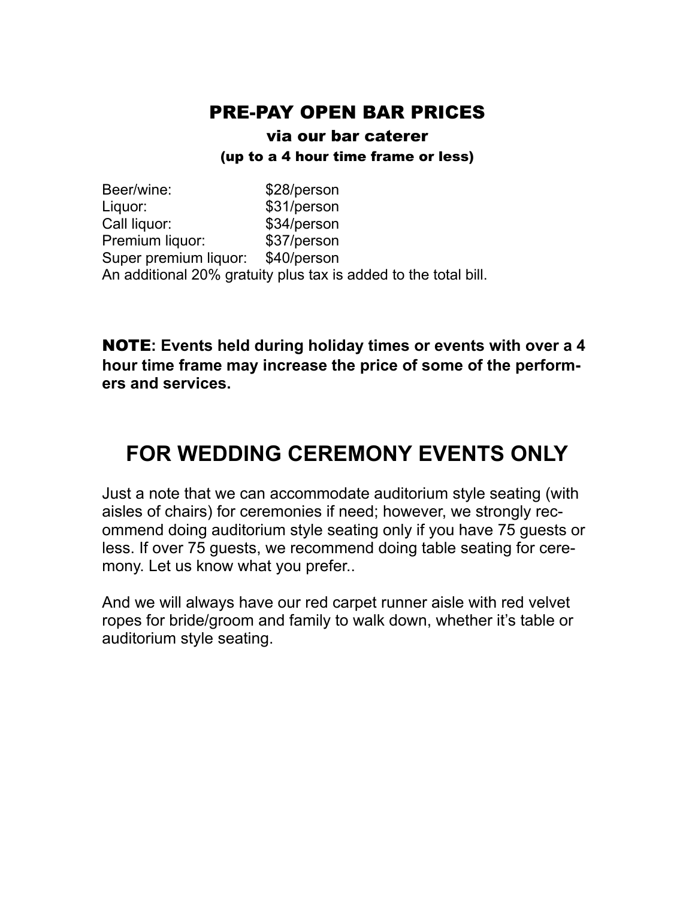## PRE-PAY OPEN BAR PRICES

### via our bar caterer

#### (up to a 4 hour time frame or less)

| | |
|---|---|
| Beer/wine: | $28/person |
| Liquor: | $31/person |
| Call liquor: | $34/person |
| Premium liquor: | $37/person |
| Super premium liquor: | $40/person |

An additional 20% gratuity plus tax is added to the total bill.

**NOTE: Events held during holiday times or events with over a 4 hour time frame may increase the price of some of the performers and services.**

# FOR WEDDING CEREMONY EVENTS ONLY

Just a note that we can accommodate auditorium style seating (with aisles of chairs) for ceremonies if need; however, we strongly recommend doing auditorium style seating only if you have 75 guests or less. If over 75 guests, we recommend doing table seating for ceremony. Let us know what you prefer..

And we will always have our red carpet runner aisle with red velvet ropes for bride/groom and family to walk down, whether it's table or auditorium style seating.